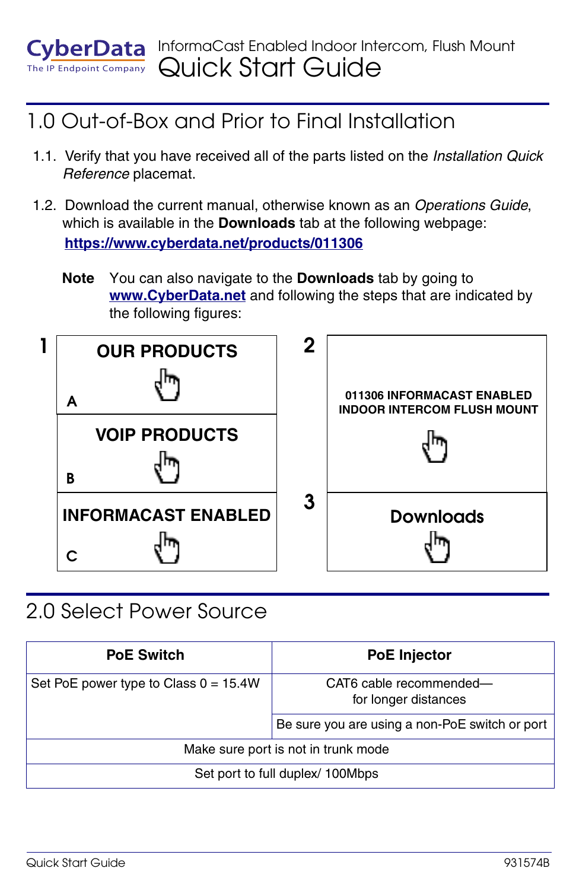CyberData
The IP Endpoint Company

InformaCast Enabled Indoor Intercom, Flush Mount

# Quick Start Guide

## 1.0 Out-of-Box and Prior to Final Installation

1.1. Verify that you have received all of the parts listed on the *Installation Quick Reference* placemat.

1.2. Download the current manual, otherwise known as an *Operations Guide*, which is available in the **Downloads** tab at the following webpage:
**https://www.cyberdata.net/products/011306**

**Note** You can also navigate to the **Downloads** tab by going to **www.CyberData.net** and following the steps that are indicated by the following figures:

1

A — **OUR PRODUCTS**

B — **VOIP PRODUCTS**

C — **INFORMACAST ENABLED**

2 — **011306 INFORMACAST ENABLED INDOOR INTERCOM FLUSH MOUNT**

3 — **Downloads**

## 2.0 Select Power Source

| PoE Switch | PoE Injector |
|---|---|
| Set PoE power type to Class 0 = 15.4W | CAT6 cable recommended—for longer distances |
| | Be sure you are using a non-PoE switch or port |
| Make sure port is not in trunk mode | |
| Set port to full duplex/ 100Mbps | |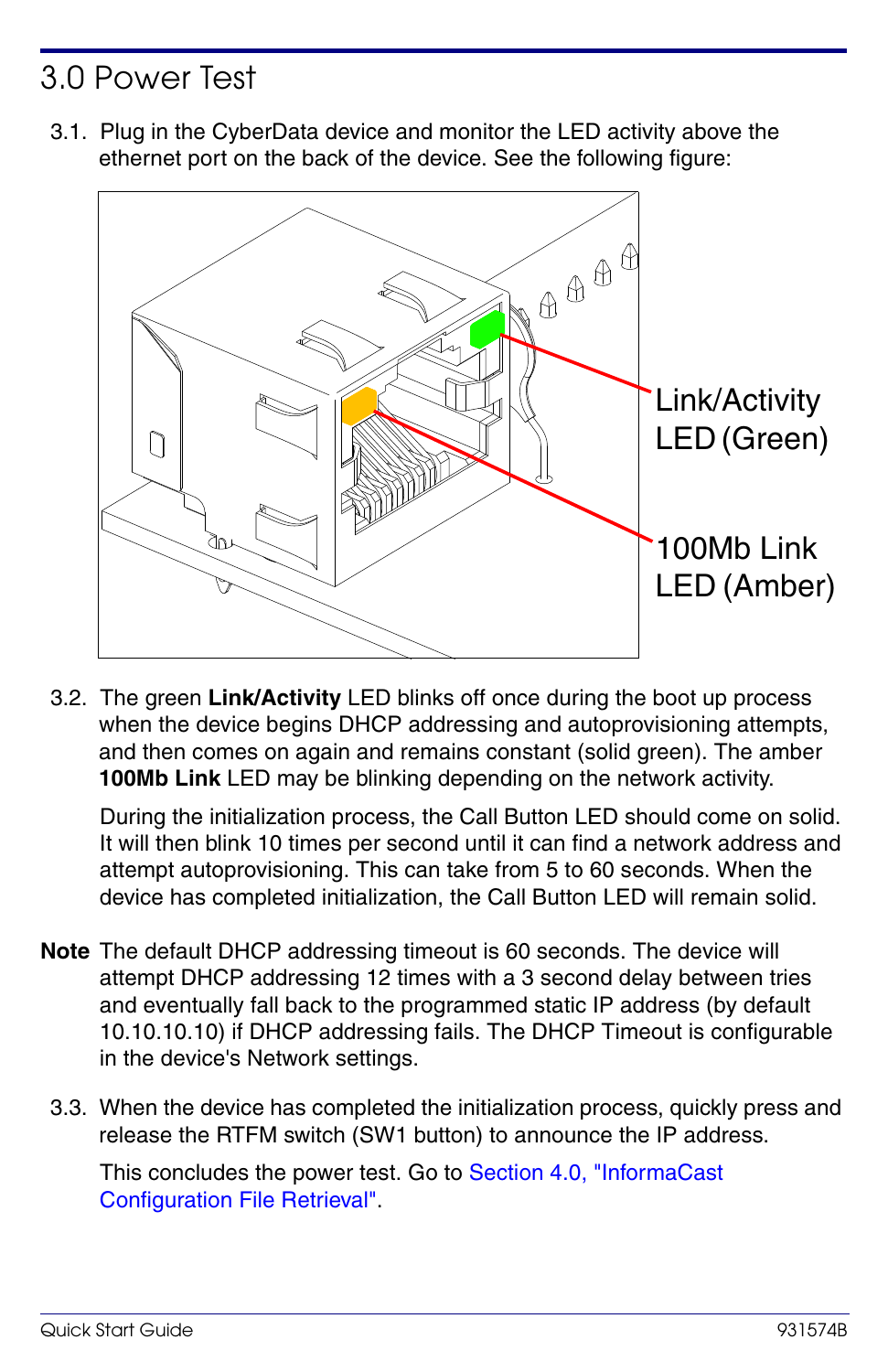# 3.0 Power Test

3.1. Plug in the CyberData device and monitor the LED activity above the ethernet port on the back of the device. See the following figure:

Link/Activity LED (Green)

100Mb Link LED (Amber)

3.2. The green **Link/Activity** LED blinks off once during the boot up process when the device begins DHCP addressing and autoprovisioning attempts, and then comes on again and remains constant (solid green). The amber **100Mb Link** LED may be blinking depending on the network activity.

During the initialization process, the Call Button LED should come on solid. It will then blink 10 times per second until it can find a network address and attempt autoprovisioning. This can take from 5 to 60 seconds. When the device has completed initialization, the Call Button LED will remain solid.

**Note** The default DHCP addressing timeout is 60 seconds. The device will attempt DHCP addressing 12 times with a 3 second delay between tries and eventually fall back to the programmed static IP address (by default 10.10.10.10) if DHCP addressing fails. The DHCP Timeout is configurable in the device's Network settings.

3.3. When the device has completed the initialization process, quickly press and release the RTFM switch (SW1 button) to announce the IP address.

This concludes the power test. Go to Section 4.0, "InformaCast Configuration File Retrieval".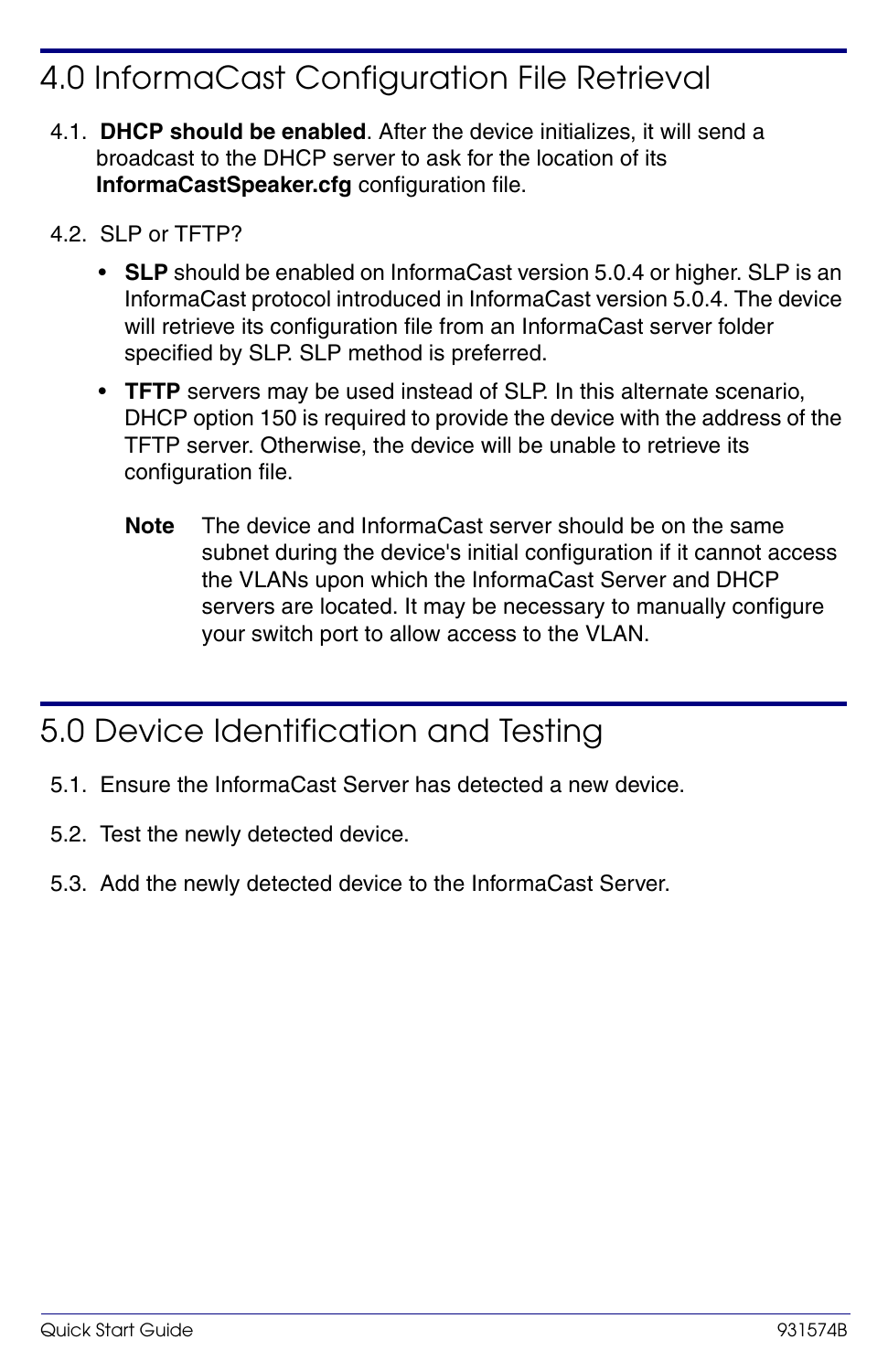# 4.0 InformaCast Configuration File Retrieval

4.1. **DHCP should be enabled**. After the device initializes, it will send a broadcast to the DHCP server to ask for the location of its **InformaCastSpeaker.cfg** configuration file.

4.2. SLP or TFTP?

- **SLP** should be enabled on InformaCast version 5.0.4 or higher. SLP is an InformaCast protocol introduced in InformaCast version 5.0.4. The device will retrieve its configuration file from an InformaCast server folder specified by SLP. SLP method is preferred.
- **TFTP** servers may be used instead of SLP. In this alternate scenario, DHCP option 150 is required to provide the device with the address of the TFTP server. Otherwise, the device will be unable to retrieve its configuration file.

  **Note** The device and InformaCast server should be on the same subnet during the device's initial configuration if it cannot access the VLANs upon which the InformaCast Server and DHCP servers are located. It may be necessary to manually configure your switch port to allow access to the VLAN.

# 5.0 Device Identification and Testing

5.1. Ensure the InformaCast Server has detected a new device.

5.2. Test the newly detected device.

5.3. Add the newly detected device to the InformaCast Server.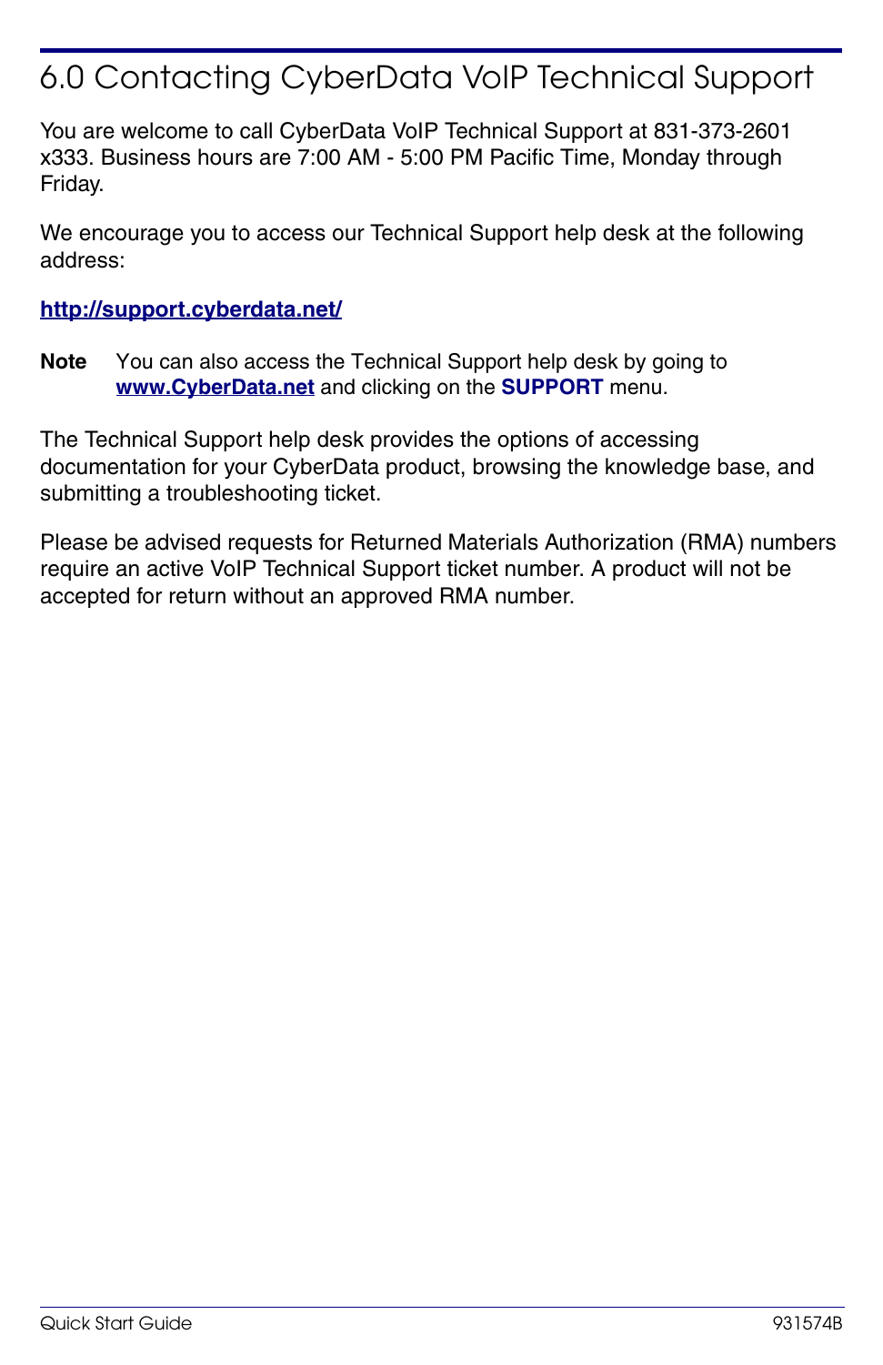# 6.0 Contacting CyberData VoIP Technical Support

You are welcome to call CyberData VoIP Technical Support at 831-373-2601 x333. Business hours are 7:00 AM - 5:00 PM Pacific Time, Monday through Friday.

We encourage you to access our Technical Support help desk at the following address:

**http://support.cyberdata.net/**

**Note** You can also access the Technical Support help desk by going to **www.CyberData.net** and clicking on the **SUPPORT** menu.

The Technical Support help desk provides the options of accessing documentation for your CyberData product, browsing the knowledge base, and submitting a troubleshooting ticket.

Please be advised requests for Returned Materials Authorization (RMA) numbers require an active VoIP Technical Support ticket number. A product will not be accepted for return without an approved RMA number.